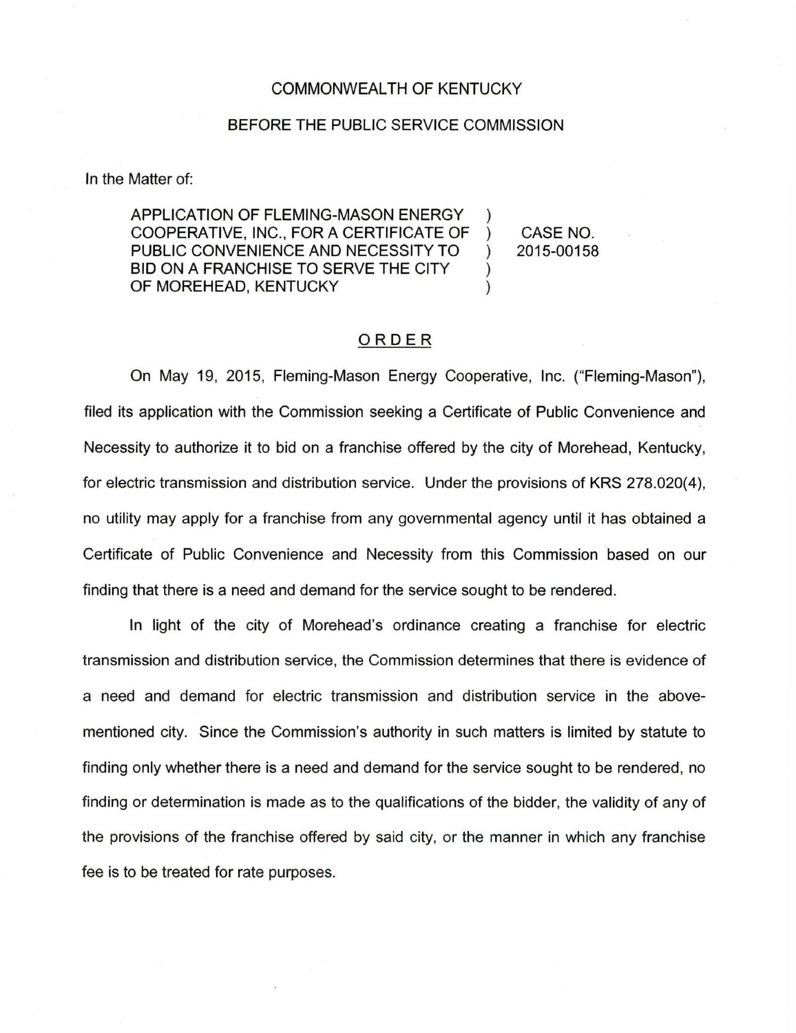COMMONWEALTH OF KENTUCKY

BEFORE THE PUBLIC SERVICE COMMISSION

In the Matter of:

| | | |
|---|---|---|
| APPLICATION OF FLEMING-MASON ENERGY COOPERATIVE, INC., FOR A CERTIFICATE OF PUBLIC CONVENIENCE AND NECESSITY TO BID ON A FRANCHISE TO SERVE THE CITY OF MOREHEAD, KENTUCKY | ) ) ) ) ) | CASE NO. 2015-00158 |

## ORDER

On May 19, 2015, Fleming-Mason Energy Cooperative, Inc. ("Fleming-Mason"), filed its application with the Commission seeking a Certificate of Public Convenience and Necessity to authorize it to bid on a franchise offered by the city of Morehead, Kentucky, for electric transmission and distribution service. Under the provisions of KRS 278.020(4), no utility may apply for a franchise from any governmental agency until it has obtained a Certificate of Public Convenience and Necessity from this Commission based on our finding that there is a need and demand for the service sought to be rendered.

In light of the city of Morehead's ordinance creating a franchise for electric transmission and distribution service, the Commission determines that there is evidence of a need and demand for electric transmission and distribution service in the above-mentioned city. Since the Commission's authority in such matters is limited by statute to finding only whether there is a need and demand for the service sought to be rendered, no finding or determination is made as to the qualifications of the bidder, the validity of any of the provisions of the franchise offered by said city, or the manner in which any franchise fee is to be treated for rate purposes.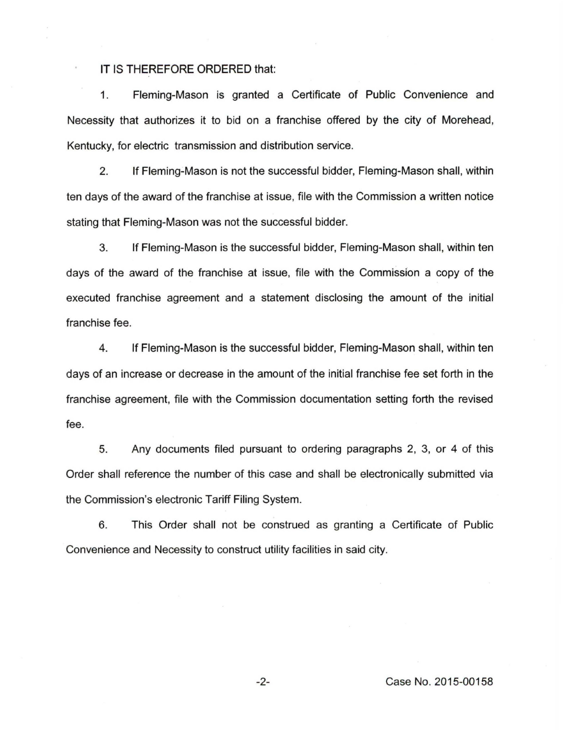IT IS THEREFORE ORDERED that:

1. Fleming-Mason is granted a Certificate of Public Convenience and Necessity that authorizes it to bid on a franchise offered by the city of Morehead, Kentucky, for electric transmission and distribution service.

2. If Fleming-Mason is not the successful bidder, Fleming-Mason shall, within ten days of the award of the franchise at issue, file with the Commission a written notice stating that Fleming-Mason was not the successful bidder.

3. If Fleming-Mason is the successful bidder, Fleming-Mason shall, within ten days of the award of the franchise at issue, file with the Commission a copy of the executed franchise agreement and a statement disclosing the amount of the initial franchise fee.

4. If Fleming-Mason is the successful bidder, Fleming-Mason shall, within ten days of an increase or decrease in the amount of the initial franchise fee set forth in the franchise agreement, file with the Commission documentation setting forth the revised fee.

5. Any documents filed pursuant to ordering paragraphs 2, 3, or 4 of this Order shall reference the number of this case and shall be electronically submitted via the Commission's electronic Tariff Filing System.

6. This Order shall not be construed as granting a Certificate of Public Convenience and Necessity to construct utility facilities in said city.

Case No. 2015-00158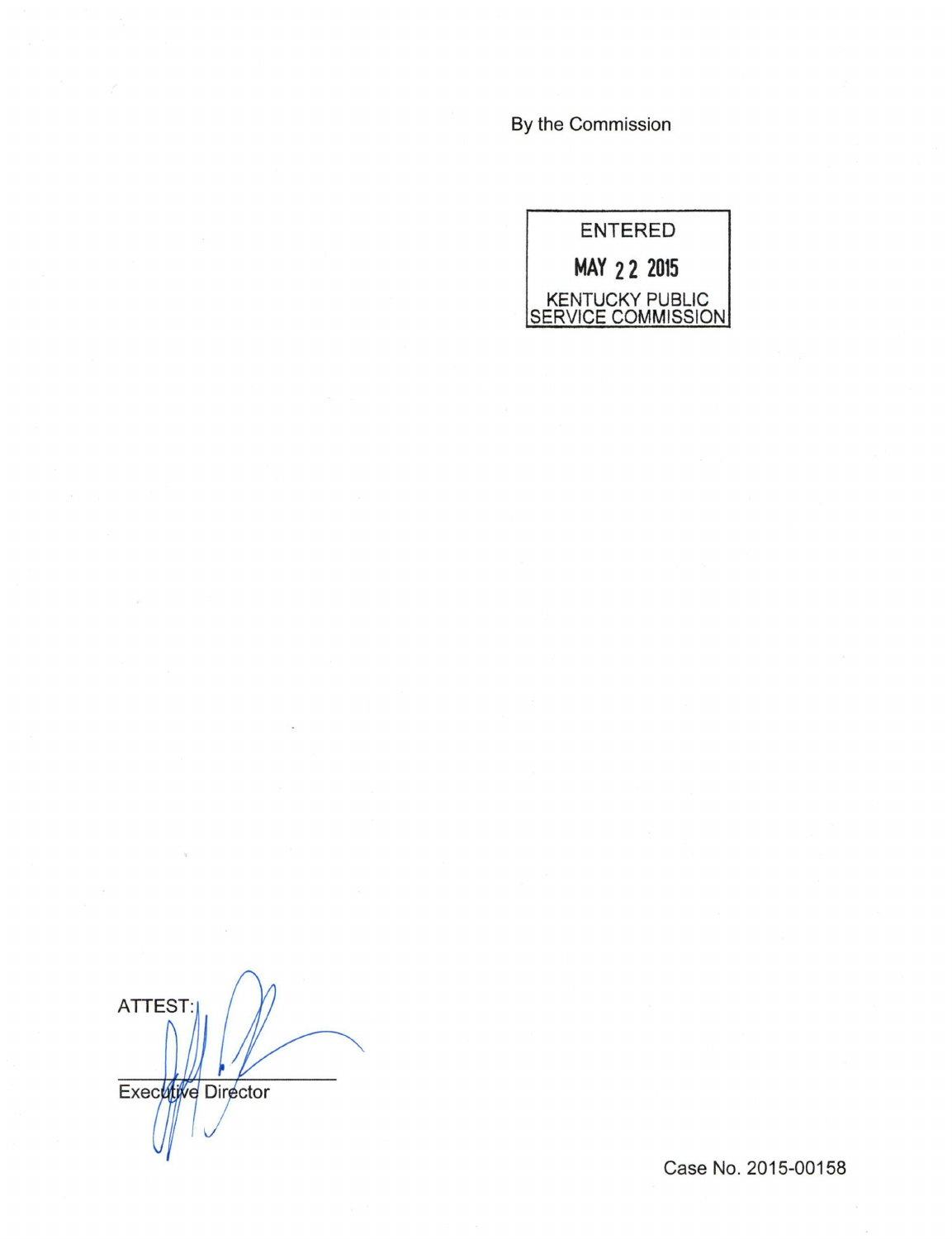By the Commission

ENTERED

MAY 22 2015

KENTUCKY PUBLIC SERVICE COMMISSION

ATTEST:

Executive Director

Case No. 2015-00158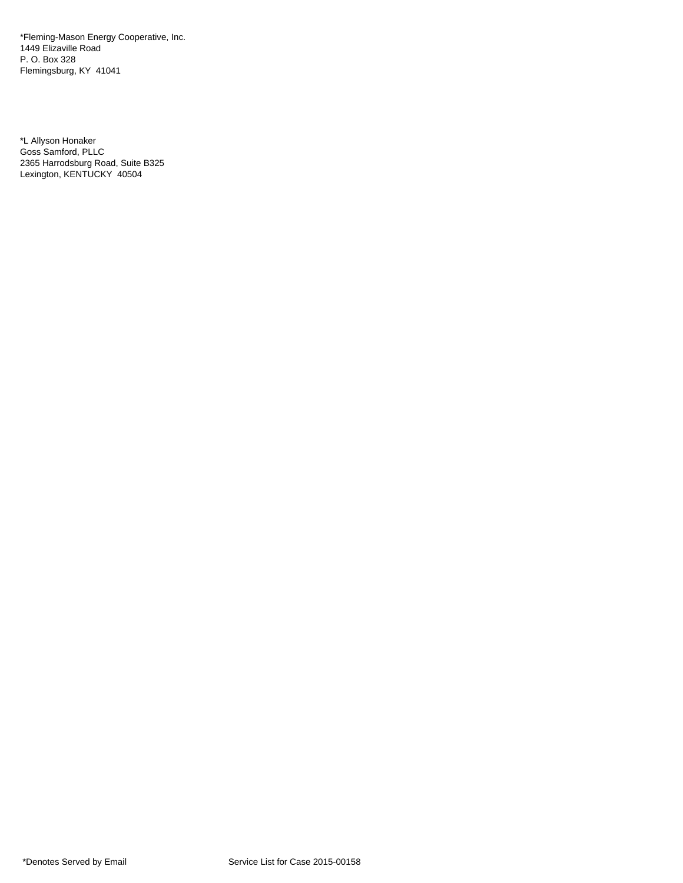*Fleming-Mason Energy Cooperative, Inc.
1449 Elizaville Road
P. O. Box 328
Flemingsburg, KY  41041

*L Allyson Honaker
Goss Samford, PLLC
2365 Harrodsburg Road, Suite B325
Lexington, KENTUCKY  40504

*Denotes Served by Email

Service List for Case 2015-00158